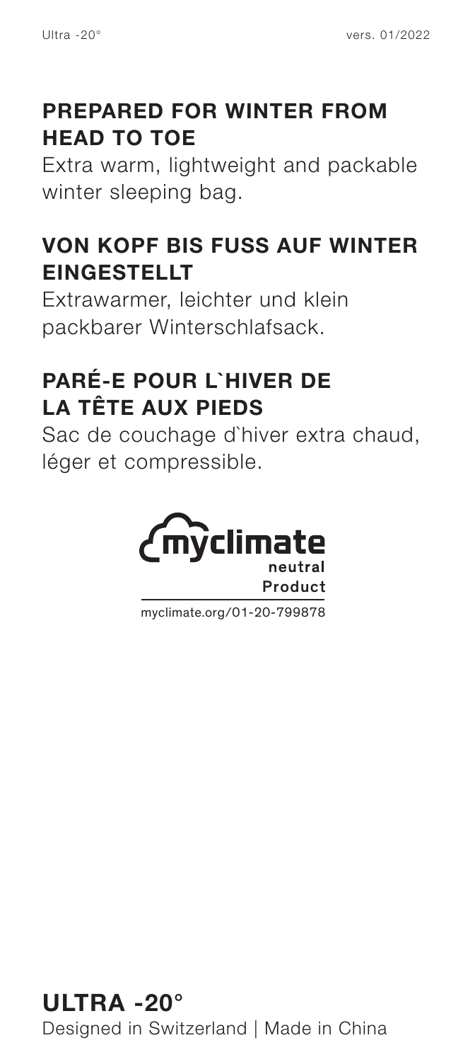## PREPARED FOR WINTER FROM HEAD TO TOE

Extra warm, lightweight and packable winter sleeping bag.

## VON KOPF BIS FUSS AUF WINTER EINGESTELLT

Extrawarmer, leichter und klein packbarer Winterschlafsack.

## PARÉ-E POUR L`HIVER DE LA TÊTE AUX PIEDS

Sac de couchage d`hiver extra chaud, léger et compressible.

myclimate neutral Product

myclimate.org/01-20-799878

# ULTRA -20°

Designed in Switzerland | Made in China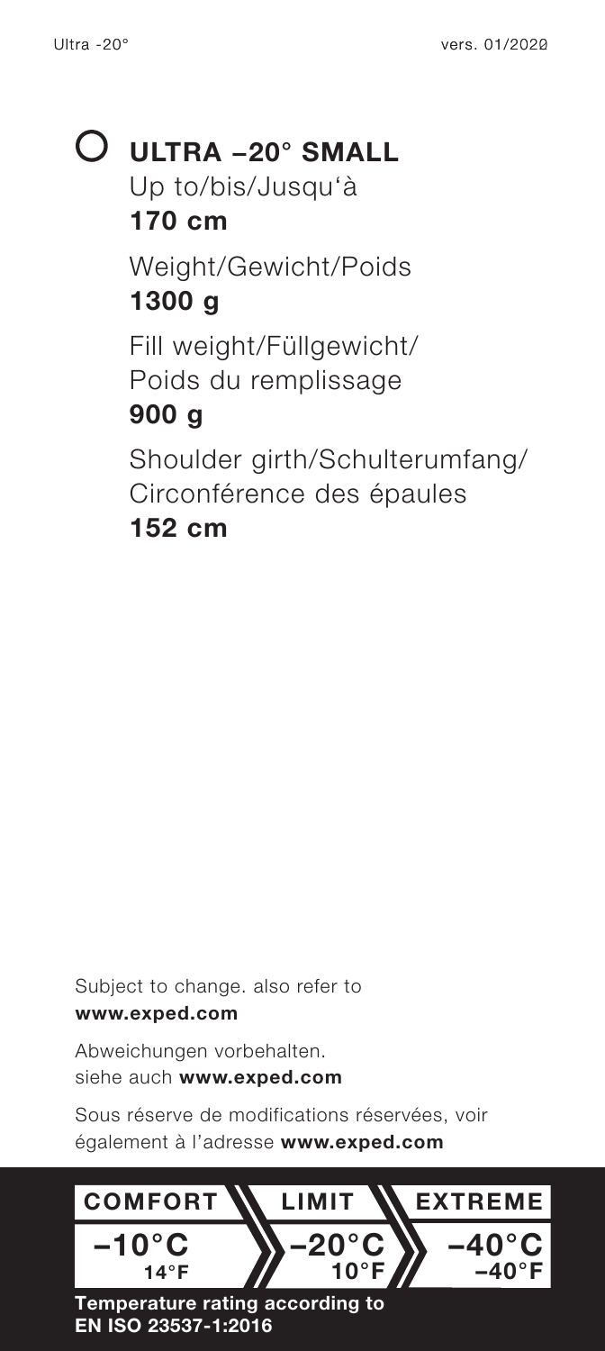## ◯ ULTRA –20° SMALL

Up to/bis/Jusqu'à
**170 cm**

Weight/Gewicht/Poids
**1300 g**

Fill weight/Füllgewicht/
Poids du remplissage
**900 g**

Shoulder girth/Schulterumfang/
Circonférence des épaules
**152 cm**

Subject to change. also refer to
**www.exped.com**

Abweichungen vorbehalten.
siehe auch **www.exped.com**

Sous réserve de modifications réservées, voir également à l'adresse **www.exped.com**

| COMFORT | LIMIT | EXTREME |
|---|---|---|
| –10°C 14°F | –20°C 10°F | –40°C –40°F |

**Temperature rating according to EN ISO 23537-1:2016**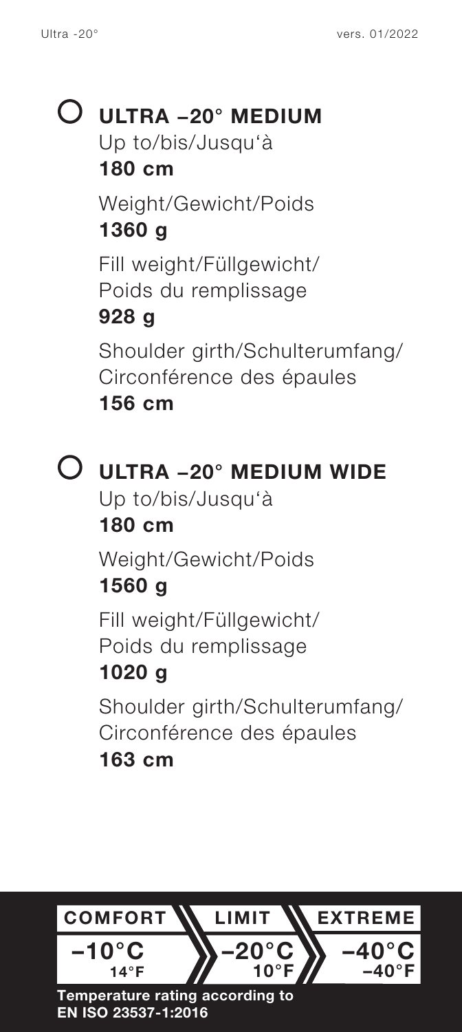## ULTRA –20° MEDIUM

Up to/bis/Jusqu'à
**180 cm**

Weight/Gewicht/Poids
**1360 g**

Fill weight/Füllgewicht/
Poids du remplissage
**928 g**

Shoulder girth/Schulterumfang/
Circonférence des épaules
**156 cm**

## ULTRA –20° MEDIUM WIDE

Up to/bis/Jusqu'à
**180 cm**

Weight/Gewicht/Poids
**1560 g**

Fill weight/Füllgewicht/
Poids du remplissage
**1020 g**

Shoulder girth/Schulterumfang/
Circonférence des épaules
**163 cm**

| COMFORT | LIMIT | EXTREME |
|---|---|---|
| –10°C 14°F | –20°C 10°F | –40°C –40°F |

**Temperature rating according to EN ISO 23537-1:2016**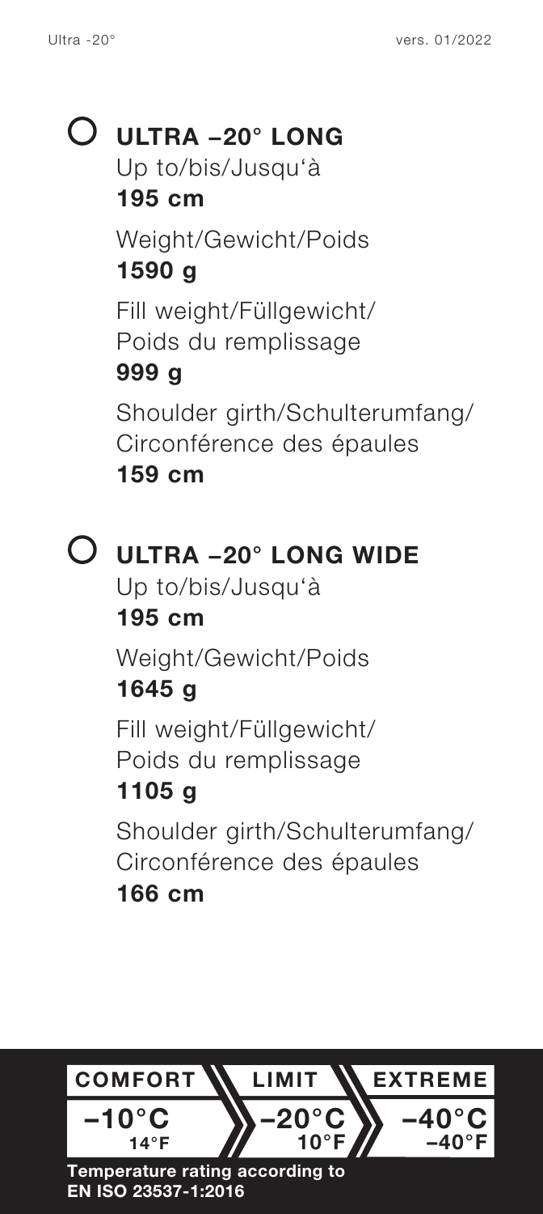## ○ ULTRA –20° LONG

Up to/bis/Jusqu'à
**195 cm**

Weight/Gewicht/Poids
**1590 g**

Fill weight/Füllgewicht/
Poids du remplissage
**999 g**

Shoulder girth/Schulterumfang/
Circonférence des épaules
**159 cm**

## ○ ULTRA –20° LONG WIDE

Up to/bis/Jusqu'à
**195 cm**

Weight/Gewicht/Poids
**1645 g**

Fill weight/Füllgewicht/
Poids du remplissage
**1105 g**

Shoulder girth/Schulterumfang/
Circonférence des épaules
**166 cm**

| COMFORT | LIMIT | EXTREME |
|---|---|---|
| –10°C 14°F | –20°C 10°F | –40°C –40°F |

**Temperature rating according to EN ISO 23537-1:2016**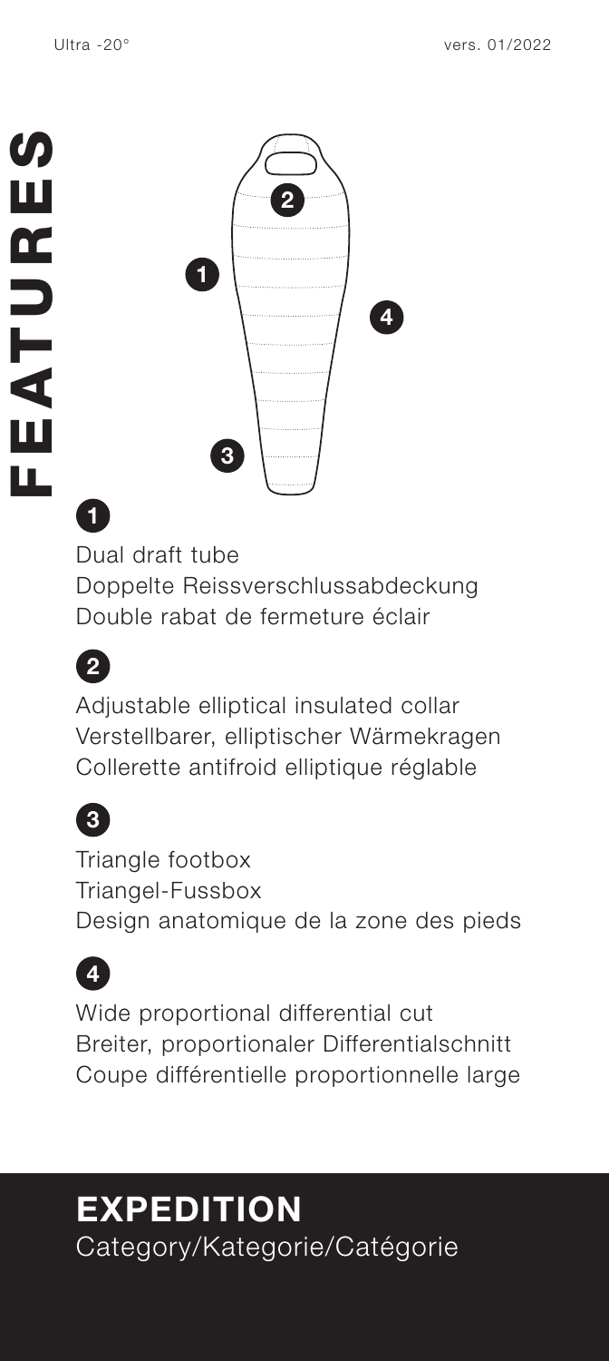# FEATURES

1

Dual draft tube
Doppelte Reissverschlussabdeckung
Double rabat de fermeture éclair

2

Adjustable elliptical insulated collar
Verstellbarer, elliptischer Wärmekragen
Collerette antifroid elliptique réglable

3

Triangle footbox
Triangel-Fussbox
Design anatomique de la zone des pieds

4

Wide proportional differential cut
Breiter, proportionaler Differentialschnitt
Coupe différentielle proportionnelle large

## EXPEDITION

Category/Kategorie/Catégorie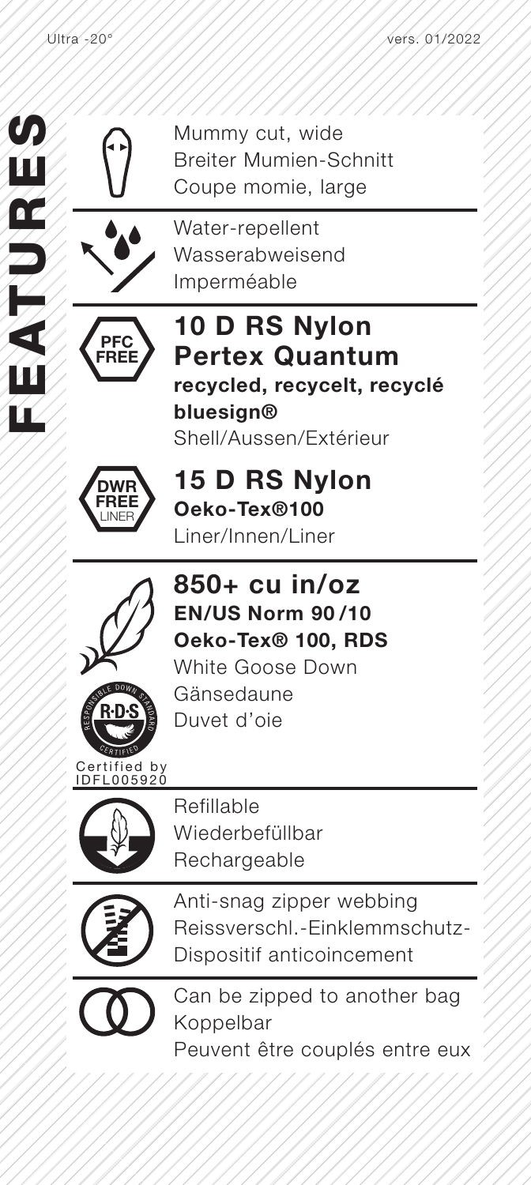# FEATURES

Mummy cut, wide
Breiter Mumien-Schnitt
Coupe momie, large

Water-repellent
Wasserabweisend
Imperméable

PFC FREE

**10 D RS Nylon**
**Pertex Quantum**
**recycled, recycelt, recyclé**
**bluesign®**
Shell/Aussen/Extérieur

DWR FREE LINER

**15 D RS Nylon**
**Oeko-Tex®100**
Liner/Innen/Liner

**850+ cu in/oz**
**EN/US Norm 90 /10**
**Oeko-Tex® 100, RDS**
White Goose Down
Gänsedaune
Duvet d'oie

RESPONSIBLE DOWN STANDARD R·D·S CERTIFIED

Certified by IDFL005920

Refillable
Wiederbefüllbar
Rechargeable

Anti-snag zipper webbing
Reissverschl.-Einklemmschutz-
Dispositif anticoincement

Can be zipped to another bag
Koppelbar
Peuvent être couplés entre eux